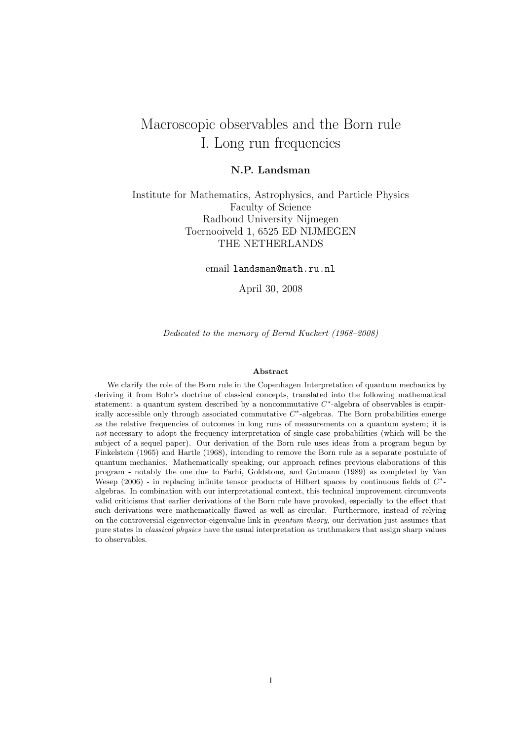# Macroscopic observables and the Born rule
# I. Long run frequencies

**N.P. Landsman**

Institute for Mathematics, Astrophysics, and Particle Physics
Faculty of Science
Radboud University Nijmegen
Toernooiveld 1, 6525 ED NIJMEGEN
THE NETHERLANDS

email `landsman@math.ru.nl`

April 30, 2008

*Dedicated to the memory of Bernd Kuckert (1968–2008)*

### Abstract

We clarify the role of the Born rule in the Copenhagen Interpretation of quantum mechanics by deriving it from Bohr's doctrine of classical concepts, translated into the following mathematical statement: a quantum system described by a noncommutative $C^*$-algebra of observables is empirically accessible only through associated commutative $C^*$-algebras. The Born probabilities emerge as the relative frequencies of outcomes in long runs of measurements on a quantum system; it is *not* necessary to adopt the frequency interpretation of single-case probabilities (which will be the subject of a sequel paper). Our derivation of the Born rule uses ideas from a program begun by Finkelstein (1965) and Hartle (1968), intending to remove the Born rule as a separate postulate of quantum mechanics. Mathematically speaking, our approach refines previous elaborations of this program - notably the one due to Farhi, Goldstone, and Gutmann (1989) as completed by Van Wesep (2006) - in replacing infinite tensor products of Hilbert spaces by continuous fields of $C^*$-algebras. In combination with our interpretational context, this technical improvement circumvents valid criticisms that earlier derivations of the Born rule have provoked, especially to the effect that such derivations were mathematically flawed as well as circular. Furthermore, instead of relying on the controversial eigenvector-eigenvalue link in *quantum theory*, our derivation just assumes that pure states in *classical physics* have the usual interpretation as truthmakers that assign sharp values to observables.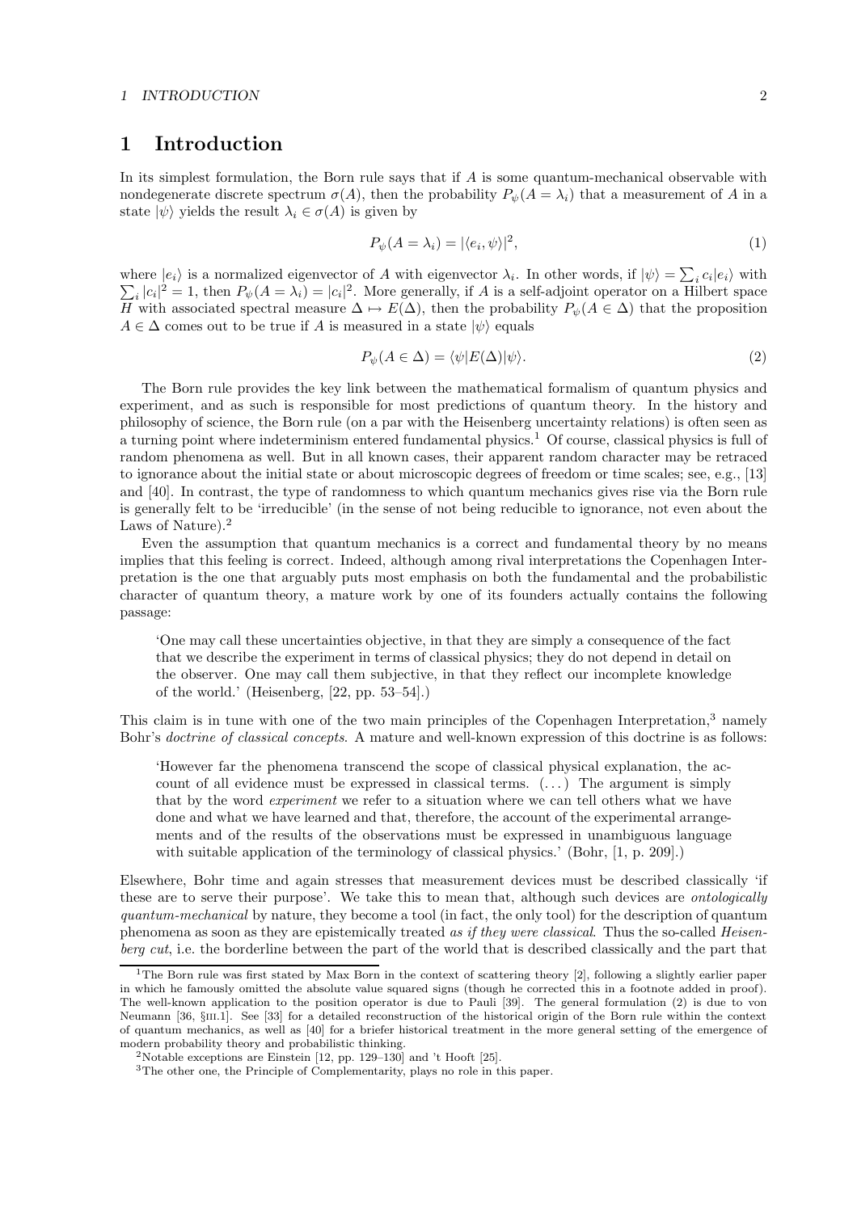# 1 Introduction

In its simplest formulation, the Born rule says that if $A$ is some quantum-mechanical observable with nondegenerate discrete spectrum $\sigma(A)$, then the probability $P_\psi(A = \lambda_i)$ that a measurement of $A$ in a state $|\psi\rangle$ yields the result $\lambda_i \in \sigma(A)$ is given by

$$P_\psi(A = \lambda_i) = |\langle e_i, \psi\rangle|^2, \tag{1}$$

where $|e_i\rangle$ is a normalized eigenvector of $A$ with eigenvector $\lambda_i$. In other words, if $|\psi\rangle = \sum_i c_i|e_i\rangle$ with $\sum_i |c_i|^2 = 1$, then $P_\psi(A = \lambda_i) = |c_i|^2$. More generally, if $A$ is a self-adjoint operator on a Hilbert space $H$ with associated spectral measure $\Delta \mapsto E(\Delta)$, then the probability $P_\psi(A \in \Delta)$ that the proposition $A \in \Delta$ comes out to be true if $A$ is measured in a state $|\psi\rangle$ equals

$$P_\psi(A \in \Delta) = \langle\psi|E(\Delta)|\psi\rangle. \tag{2}$$

The Born rule provides the key link between the mathematical formalism of quantum physics and experiment, and as such is responsible for most predictions of quantum theory. In the history and philosophy of science, the Born rule (on a par with the Heisenberg uncertainty relations) is often seen as a turning point where indeterminism entered fundamental physics.[1] Of course, classical physics is full of random phenomena as well. But in all known cases, their apparent random character may be retraced to ignorance about the initial state or about microscopic degrees of freedom or time scales; see, e.g., [13] and [40]. In contrast, the type of randomness to which quantum mechanics gives rise via the Born rule is generally felt to be 'irreducible' (in the sense of not being reducible to ignorance, not even about the Laws of Nature).[2]

Even the assumption that quantum mechanics is a correct and fundamental theory by no means implies that this feeling is correct. Indeed, although among rival interpretations the Copenhagen Interpretation is the one that arguably puts most emphasis on both the fundamental and the probabilistic character of quantum theory, a mature work by one of its founders actually contains the following passage:

> 'One may call these uncertainties objective, in that they are simply a consequence of the fact that we describe the experiment in terms of classical physics; they do not depend in detail on the observer. One may call them subjective, in that they reflect our incomplete knowledge of the world.' (Heisenberg, [22, pp. 53–54].)

This claim is in tune with one of the two main principles of the Copenhagen Interpretation,[3] namely Bohr's *doctrine of classical concepts*. A mature and well-known expression of this doctrine is as follows:

> 'However far the phenomena transcend the scope of classical physical explanation, the account of all evidence must be expressed in classical terms. (...) The argument is simply that by the word *experiment* we refer to a situation where we can tell others what we have done and what we have learned and that, therefore, the account of the experimental arrangements and of the results of the observations must be expressed in unambiguous language with suitable application of the terminology of classical physics.' (Bohr, [1, p. 209].)

Elsewhere, Bohr time and again stresses that measurement devices must be described classically 'if these are to serve their purpose'. We take this to mean that, although such devices are *ontologically quantum-mechanical* by nature, they become a tool (in fact, the only tool) for the description of quantum phenomena as soon as they are epistemically treated *as if they were classical*. Thus the so-called *Heisenberg cut*, i.e. the borderline between the part of the world that is described classically and the part that

---

[1] The Born rule was first stated by Max Born in the context of scattering theory [2], following a slightly earlier paper in which he famously omitted the absolute value squared signs (though he corrected this in a footnote added in proof). The well-known application to the position operator is due to Pauli [39]. The general formulation (2) is due to von Neumann [36, §III.1]. See [33] for a detailed reconstruction of the historical origin of the Born rule within the context of quantum mechanics, as well as [40] for a briefer historical treatment in the more general setting of the emergence of modern probability theory and probabilistic thinking.

[2] Notable exceptions are Einstein [12, pp. 129–130] and 't Hooft [25].

[3] The other one, the Principle of Complementarity, plays no role in this paper.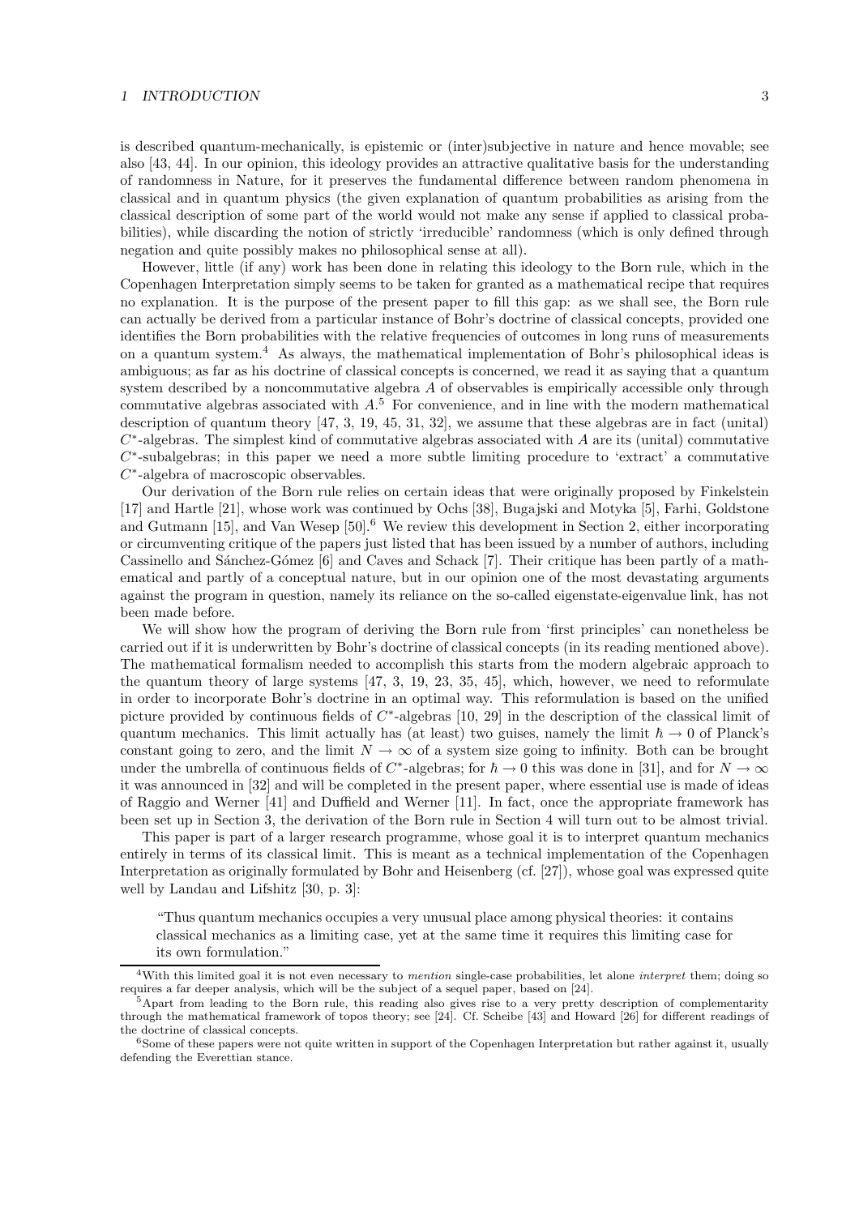is described quantum-mechanically, is epistemic or (inter)subjective in nature and hence movable; see also [43, 44]. In our opinion, this ideology provides an attractive qualitative basis for the understanding of randomness in Nature, for it preserves the fundamental difference between random phenomena in classical and in quantum physics (the given explanation of quantum probabilities as arising from the classical description of some part of the world would not make any sense if applied to classical probabilities), while discarding the notion of strictly 'irreducible' randomness (which is only defined through negation and quite possibly makes no philosophical sense at all).

However, little (if any) work has been done in relating this ideology to the Born rule, which in the Copenhagen Interpretation simply seems to be taken for granted as a mathematical recipe that requires no explanation. It is the purpose of the present paper to fill this gap: as we shall see, the Born rule can actually be derived from a particular instance of Bohr's doctrine of classical concepts, provided one identifies the Born probabilities with the relative frequencies of outcomes in long runs of measurements on a quantum system.[4] As always, the mathematical implementation of Bohr's philosophical ideas is ambiguous; as far as his doctrine of classical concepts is concerned, we read it as saying that a quantum system described by a noncommutative algebra $A$ of observables is empirically accessible only through commutative algebras associated with $A$.[5] For convenience, and in line with the modern mathematical description of quantum theory [47, 3, 19, 45, 31, 32], we assume that these algebras are in fact (unital) $C^*$-algebras. The simplest kind of commutative algebras associated with $A$ are its (unital) commutative $C^*$-subalgebras; in this paper we need a more subtle limiting procedure to 'extract' a commutative $C^*$-algebra of macroscopic observables.

Our derivation of the Born rule relies on certain ideas that were originally proposed by Finkelstein [17] and Hartle [21], whose work was continued by Ochs [38], Bugajski and Motyka [5], Farhi, Goldstone and Gutmann [15], and Van Wesep [50].[6] We review this development in Section 2, either incorporating or circumventing critique of the papers just listed that has been issued by a number of authors, including Cassinello and Sánchez-Gómez [6] and Caves and Schack [7]. Their critique has been partly of a mathematical and partly of a conceptual nature, but in our opinion one of the most devastating arguments against the program in question, namely its reliance on the so-called eigenstate-eigenvalue link, has not been made before.

We will show how the program of deriving the Born rule from 'first principles' can nonetheless be carried out if it is underwritten by Bohr's doctrine of classical concepts (in its reading mentioned above). The mathematical formalism needed to accomplish this starts from the modern algebraic approach to the quantum theory of large systems [47, 3, 19, 23, 35, 45], which, however, we need to reformulate in order to incorporate Bohr's doctrine in an optimal way. This reformulation is based on the unified picture provided by continuous fields of $C^*$-algebras [10, 29] in the description of the classical limit of quantum mechanics. This limit actually has (at least) two guises, namely the limit $\hbar \to 0$ of Planck's constant going to zero, and the limit $N \to \infty$ of a system size going to infinity. Both can be brought under the umbrella of continuous fields of $C^*$-algebras; for $\hbar \to 0$ this was done in [31], and for $N \to \infty$ it was announced in [32] and will be completed in the present paper, where essential use is made of ideas of Raggio and Werner [41] and Duffield and Werner [11]. In fact, once the appropriate framework has been set up in Section 3, the derivation of the Born rule in Section 4 will turn out to be almost trivial.

This paper is part of a larger research programme, whose goal it is to interpret quantum mechanics entirely in terms of its classical limit. This is meant as a technical implementation of the Copenhagen Interpretation as originally formulated by Bohr and Heisenberg (cf. [27]), whose goal was expressed quite well by Landau and Lifshitz [30, p. 3]:

> "Thus quantum mechanics occupies a very unusual place among physical theories: it contains classical mechanics as a limiting case, yet at the same time it requires this limiting case for its own formulation."

[4] With this limited goal it is not even necessary to *mention* single-case probabilities, let alone *interpret* them; doing so requires a far deeper analysis, which will be the subject of a sequel paper, based on [24].

[5] Apart from leading to the Born rule, this reading also gives rise to a very pretty description of complementarity through the mathematical framework of topos theory; see [24]. Cf. Scheibe [43] and Howard [26] for different readings of the doctrine of classical concepts.

[6] Some of these papers were not quite written in support of the Copenhagen Interpretation but rather against it, usually defending the Everettian stance.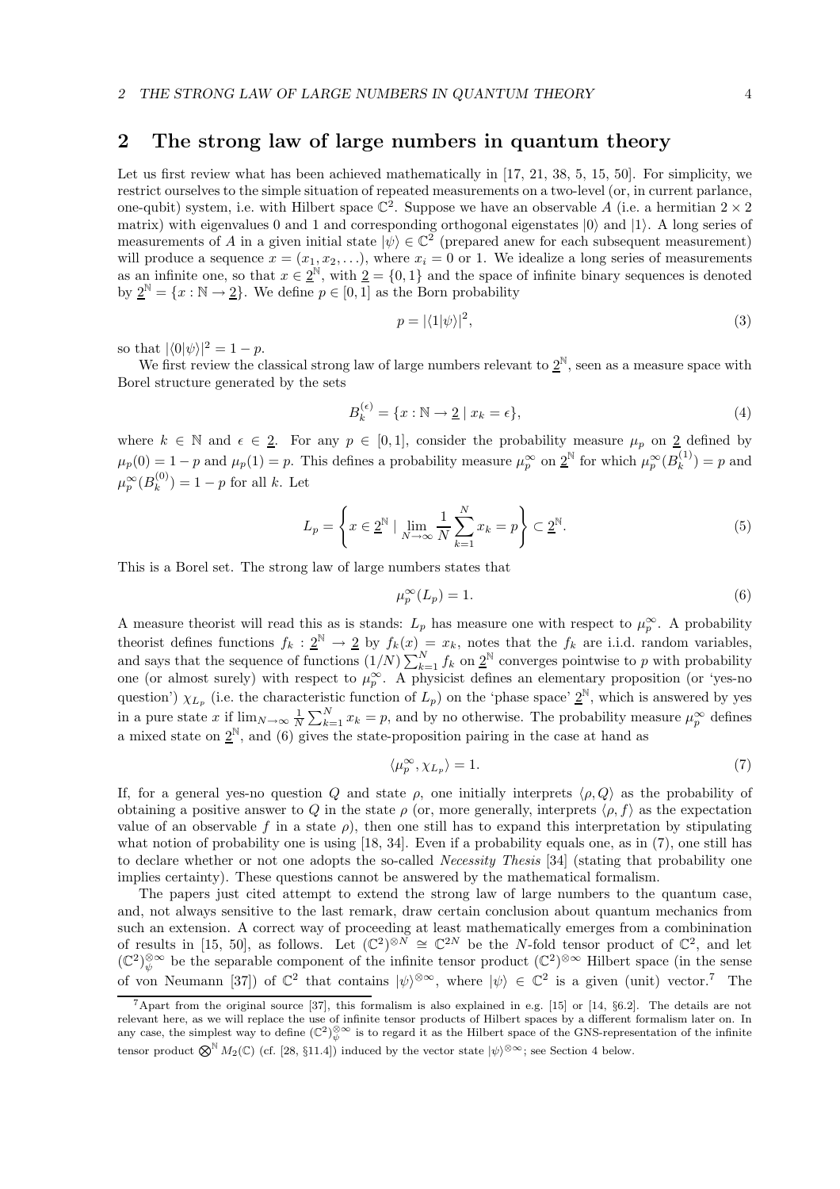## 2 The strong law of large numbers in quantum theory

Let us first review what has been achieved mathematically in [17, 21, 38, 5, 15, 50]. For simplicity, we restrict ourselves to the simple situation of repeated measurements on a two-level (or, in current parlance, one-qubit) system, i.e. with Hilbert space $\mathbb{C}^2$. Suppose we have an observable $A$ (i.e. a hermitian $2 \times 2$ matrix) with eigenvalues 0 and 1 and corresponding orthogonal eigenstates $|0\rangle$ and $|1\rangle$. A long series of measurements of $A$ in a given initial state $|\psi\rangle \in \mathbb{C}^2$ (prepared anew for each subsequent measurement) will produce a sequence $x = (x_1, x_2, \ldots)$, where $x_i = 0$ or 1. We idealize a long series of measurements as an infinite one, so that $x \in \underline{2}^{\mathbb{N}}$, with $\underline{2} = \{0, 1\}$ and the space of infinite binary sequences is denoted by $\underline{2}^{\mathbb{N}} = \{x : \mathbb{N} \to \underline{2}\}$. We define $p \in [0, 1]$ as the Born probability

$$p = |\langle 1|\psi\rangle|^2, \tag{3}$$

so that $|\langle 0|\psi\rangle|^2 = 1 - p$.

We first review the classical strong law of large numbers relevant to $\underline{2}^{\mathbb{N}}$, seen as a measure space with Borel structure generated by the sets

$$B_k^{(\epsilon)} = \{x : \mathbb{N} \to \underline{2} \mid x_k = \epsilon\}, \tag{4}$$

where $k \in \mathbb{N}$ and $\epsilon \in \underline{2}$. For any $p \in [0, 1]$, consider the probability measure $\mu_p$ on $\underline{2}$ defined by $\mu_p(0) = 1 - p$ and $\mu_p(1) = p$. This defines a probability measure $\mu_p^\infty$ on $\underline{2}^{\mathbb{N}}$ for which $\mu_p^\infty(B_k^{(1)}) = p$ and $\mu_p^\infty(B_k^{(0)}) = 1 - p$ for all $k$. Let

$$L_p = \left\{ x \in \underline{2}^{\mathbb{N}} \mid \lim_{N \to \infty} \frac{1}{N} \sum_{k=1}^{N} x_k = p \right\} \subset \underline{2}^{\mathbb{N}}. \tag{5}$$

This is a Borel set. The strong law of large numbers states that

$$\mu_p^\infty(L_p) = 1. \tag{6}$$

A measure theorist will read this as is stands: $L_p$ has measure one with respect to $\mu_p^\infty$. A probability theorist defines functions $f_k : \underline{2}^{\mathbb{N}} \to \underline{2}$ by $f_k(x) = x_k$, notes that the $f_k$ are i.i.d. random variables, and says that the sequence of functions $(1/N)\sum_{k=1}^{N} f_k$ on $\underline{2}^{\mathbb{N}}$ converges pointwise to $p$ with probability one (or almost surely) with respect to $\mu_p^\infty$. A physicist defines an elementary proposition (or 'yes-no question') $\chi_{L_p}$ (i.e. the characteristic function of $L_p$) on the 'phase space' $\underline{2}^{\mathbb{N}}$, which is answered by yes in a pure state $x$ if $\lim_{N\to\infty} \frac{1}{N}\sum_{k=1}^{N} x_k = p$, and by no otherwise. The probability measure $\mu_p^\infty$ defines a mixed state on $\underline{2}^{\mathbb{N}}$, and (6) gives the state-proposition pairing in the case at hand as

$$\langle \mu_p^\infty, \chi_{L_p} \rangle = 1. \tag{7}$$

If, for a general yes-no question $Q$ and state $\rho$, one initially interprets $\langle \rho, Q \rangle$ as the probability of obtaining a positive answer to $Q$ in the state $\rho$ (or, more generally, interprets $\langle \rho, f \rangle$ as the expectation value of an observable $f$ in a state $\rho$), then one still has to expand this interpretation by stipulating what notion of probability one is using [18, 34]. Even if a probability equals one, as in (7), one still has to declare whether or not one adopts the so-called *Necessity Thesis* [34] (stating that probability one implies certainty). These questions cannot be answered by the mathematical formalism.

The papers just cited attempt to extend the strong law of large numbers to the quantum case, and, not always sensitive to the last remark, draw certain conclusion about quantum mechanics from such an extension. A correct way of proceeding at least mathematically emerges from a combinination of results in [15, 50], as follows. Let $(\mathbb{C}^2)^{\otimes N} \cong \mathbb{C}^{2N}$ be the $N$-fold tensor product of $\mathbb{C}^2$, and let $(\mathbb{C}^2)^{\otimes\infty}_{\psi}$ be the separable component of the infinite tensor product $(\mathbb{C}^2)^{\otimes\infty}$ Hilbert space (in the sense of von Neumann [37]) of $\mathbb{C}^2$ that contains $|\psi\rangle^{\otimes\infty}$, where $|\psi\rangle \in \mathbb{C}^2$ is a given (unit) vector.[7] The

[7] Apart from the original source [37], this formalism is also explained in e.g. [15] or [14, §6.2]. The details are not relevant here, as we will replace the use of infinite tensor products of Hilbert spaces by a different formalism later on. In any case, the simplest way to define $(\mathbb{C}^2)^{\otimes\infty}_{\psi}$ is to regard it as the Hilbert space of the GNS-representation of the infinite tensor product $\bigotimes^{\mathbb{N}} M_2(\mathbb{C})$ (cf. [28, §11.4]) induced by the vector state $|\psi\rangle^{\otimes\infty}$; see Section 4 below.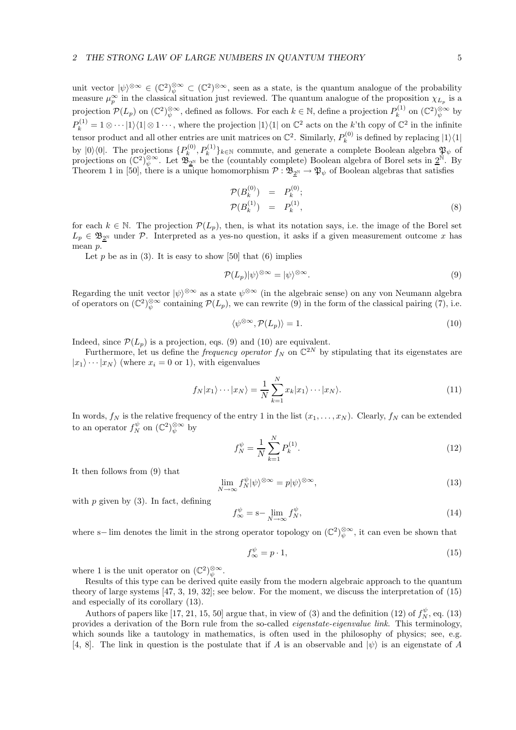unit vector $|\psi\rangle^{\otimes\infty} \in (\mathbb{C}^2)^{\otimes\infty}_{\psi} \subset (\mathbb{C}^2)^{\otimes\infty}$, seen as a state, is the quantum analogue of the probability measure $\mu_p^{\infty}$ in the classical situation just reviewed. The quantum analogue of the proposition $\chi_{L_p}$ is a projection $\mathcal{P}(L_p)$ on $(\mathbb{C}^2)^{\otimes\infty}_{\psi}$, defined as follows. For each $k \in \mathbb{N}$, define a projection $P_k^{(1)}$ on $(\mathbb{C}^2)^{\otimes\infty}_{\psi}$ by $P_k^{(1)} = 1 \otimes \cdots |1\rangle\langle 1| \otimes 1 \cdots$, where the projection $|1\rangle\langle 1|$ on $\mathbb{C}^2$ acts on the $k$'th copy of $\mathbb{C}^2$ in the infinite tensor product and all other entries are unit matrices on $\mathbb{C}^2$. Similarly, $P_k^{(0)}$ is defined by replacing $|1\rangle\langle 1|$ by $|0\rangle\langle 0|$. The projections $\{P_k^{(0)}, P_k^{(1)}\}_{k\in\mathbb{N}}$ commute, and generate a complete Boolean algebra $\mathfrak{P}_{\psi}$ of projections on $(\mathbb{C}^2)^{\otimes\infty}_{\psi}$. Let $\mathfrak{B}_{\underline{2}^{\mathbb{N}}}$ be the (countably complete) Boolean algebra of Borel sets in $\underline{2}^{\mathbb{N}}$. By Theorem 1 in [50], there is a unique homomorphism $\mathcal{P} : \mathfrak{B}_{\underline{2}^{\mathbb{N}}} \to \mathfrak{P}_{\psi}$ of Boolean algebras that satisfies

$$
\begin{aligned}
\mathcal{P}(B_k^{(0)}) &= P_k^{(0)}; \\
\mathcal{P}(B_k^{(1)}) &= P_k^{(1)},
\end{aligned} \tag{8}
$$

for each $k \in \mathbb{N}$. The projection $\mathcal{P}(L_p)$, then, is what its notation says, i.e. the image of the Borel set $L_p \in \mathfrak{B}_{\underline{2}^{\mathbb{N}}}$ under $\mathcal{P}$. Interpreted as a yes-no question, it asks if a given measurement outcome $x$ has mean $p$.

Let $p$ be as in (3). It is easy to show [50] that (6) implies

$$
\mathcal{P}(L_p)|\psi\rangle^{\otimes\infty} = |\psi\rangle^{\otimes\infty}. \tag{9}
$$

Regarding the unit vector $|\psi\rangle^{\otimes\infty}$ as a state $\psi^{\otimes\infty}$ (in the algebraic sense) on any von Neumann algebra of operators on $(\mathbb{C}^2)^{\otimes\infty}_{\psi}$ containing $\mathcal{P}(L_p)$, we can rewrite (9) in the form of the classical pairing (7), i.e.

$$
\langle \psi^{\otimes\infty}, \mathcal{P}(L_p)\rangle = 1. \tag{10}
$$

Indeed, since $\mathcal{P}(L_p)$ is a projection, eqs. (9) and (10) are equivalent.

Furthermore, let us define the *frequency operator* $f_N$ on $\mathbb{C}^{2N}$ by stipulating that its eigenstates are $|x_1\rangle \cdots |x_N\rangle$ (where $x_i = 0$ or 1), with eigenvalues

$$
f_N|x_1\rangle \cdots |x_N\rangle = \frac{1}{N}\sum_{k=1}^{N} x_k |x_1\rangle \cdots |x_N\rangle. \tag{11}
$$

In words, $f_N$ is the relative frequency of the entry 1 in the list $(x_1, \ldots, x_N)$. Clearly, $f_N$ can be extended to an operator $f_N^{\psi}$ on $(\mathbb{C}^2)^{\otimes\infty}_{\psi}$ by

$$
f_N^{\psi} = \frac{1}{N}\sum_{k=1}^{N} P_k^{(1)}. \tag{12}
$$

It then follows from (9) that

$$
\lim_{N\to\infty} f_N^{\psi}|\psi\rangle^{\otimes\infty} = p|\psi\rangle^{\otimes\infty}, \tag{13}
$$

with $p$ given by (3). In fact, defining

$$
f_{\infty}^{\psi} = \text{s}-\lim_{N\to\infty} f_N^{\psi}, \tag{14}
$$

where s$-$ lim denotes the limit in the strong operator topology on $(\mathbb{C}^2)^{\otimes\infty}_{\psi}$, it can even be shown that

$$
f_{\infty}^{\psi} = p \cdot 1, \tag{15}
$$

where 1 is the unit operator on $(\mathbb{C}^2)^{\otimes\infty}_{\psi}$.

Results of this type can be derived quite easily from the modern algebraic approach to the quantum theory of large systems [47, 3, 19, 32]; see below. For the moment, we discuss the interpretation of (15) and especially of its corollary (13).

Authors of papers like [17, 21, 15, 50] argue that, in view of (3) and the definition (12) of $f_N^{\psi}$, eq. (13) provides a derivation of the Born rule from the so-called *eigenstate-eigenvalue link*. This terminology, which sounds like a tautology in mathematics, is often used in the philosophy of physics; see, e.g. [4, 8]. The link in question is the postulate that if $A$ is an observable and $|\psi\rangle$ is an eigenstate of $A$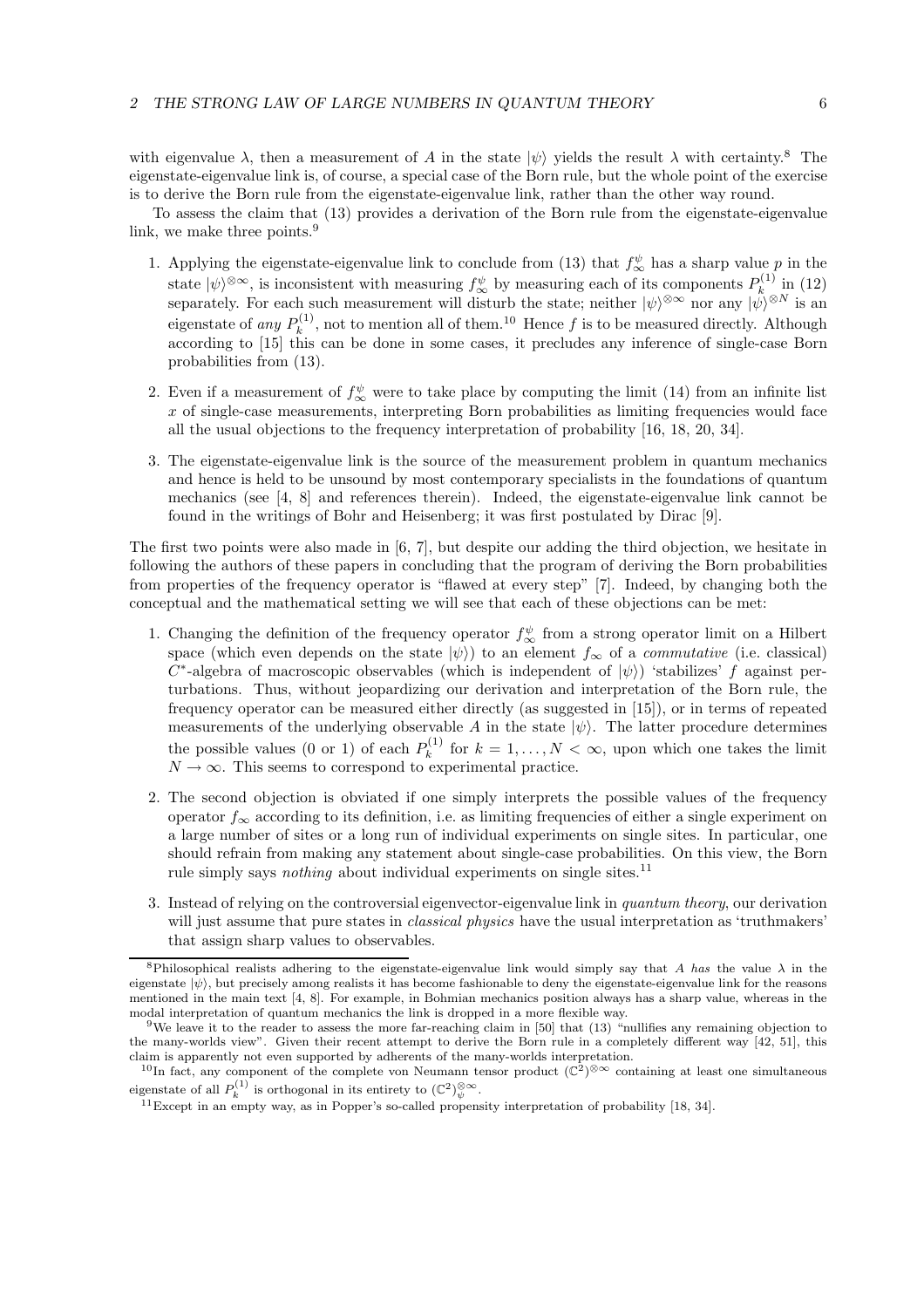with eigenvalue $\lambda$, then a measurement of $A$ in the state $|\psi\rangle$ yields the result $\lambda$ with certainty.[8] The eigenstate-eigenvalue link is, of course, a special case of the Born rule, but the whole point of the exercise is to derive the Born rule from the eigenstate-eigenvalue link, rather than the other way round.

To assess the claim that (13) provides a derivation of the Born rule from the eigenstate-eigenvalue link, we make three points.[9]

1. Applying the eigenstate-eigenvalue link to conclude from (13) that $f^{\psi}_{\infty}$ has a sharp value $p$ in the state $|\psi\rangle^{\otimes\infty}$, is inconsistent with measuring $f^{\psi}_{\infty}$ by measuring each of its components $P^{(1)}_k$ in (12) separately. For each such measurement will disturb the state; neither $|\psi\rangle^{\otimes\infty}$ nor any $|\psi\rangle^{\otimes N}$ is an eigenstate of *any* $P^{(1)}_k$, not to mention all of them.[10] Hence $f$ is to be measured directly. Although according to [15] this can be done in some cases, it precludes any inference of single-case Born probabilities from (13).
2. Even if a measurement of $f^{\psi}_{\infty}$ were to take place by computing the limit (14) from an infinite list $x$ of single-case measurements, interpreting Born probabilities as limiting frequencies would face all the usual objections to the frequency interpretation of probability [16, 18, 20, 34].
3. The eigenstate-eigenvalue link is the source of the measurement problem in quantum mechanics and hence is held to be unsound by most contemporary specialists in the foundations of quantum mechanics (see [4, 8] and references therein). Indeed, the eigenstate-eigenvalue link cannot be found in the writings of Bohr and Heisenberg; it was first postulated by Dirac [9].

The first two points were also made in [6, 7], but despite our adding the third objection, we hesitate in following the authors of these papers in concluding that the program of deriving the Born probabilities from properties of the frequency operator is "flawed at every step" [7]. Indeed, by changing both the conceptual and the mathematical setting we will see that each of these objections can be met:

1. Changing the definition of the frequency operator $f^{\psi}_{\infty}$ from a strong operator limit on a Hilbert space (which even depends on the state $|\psi\rangle$) to an element $f_{\infty}$ of a *commutative* (i.e. classical) $C^*$-algebra of macroscopic observables (which is independent of $|\psi\rangle$) 'stabilizes' $f$ against perturbations. Thus, without jeopardizing our derivation and interpretation of the Born rule, the frequency operator can be measured either directly (as suggested in [15]), or in terms of repeated measurements of the underlying observable $A$ in the state $|\psi\rangle$. The latter procedure determines the possible values (0 or 1) of each $P^{(1)}_k$ for $k = 1, \ldots, N < \infty$, upon which one takes the limit $N \to \infty$. This seems to correspond to experimental practice.
2. The second objection is obviated if one simply interprets the possible values of the frequency operator $f_{\infty}$ according to its definition, i.e. as limiting frequencies of either a single experiment on a large number of sites or a long run of individual experiments on single sites. In particular, one should refrain from making any statement about single-case probabilities. On this view, the Born rule simply says *nothing* about individual experiments on single sites.[11]
3. Instead of relying on the controversial eigenvector-eigenvalue link in *quantum theory*, our derivation will just assume that pure states in *classical physics* have the usual interpretation as 'truthmakers' that assign sharp values to observables.

---

[8] Philosophical realists adhering to the eigenstate-eigenvalue link would simply say that $A$ *has* the value $\lambda$ in the eigenstate $|\psi\rangle$, but precisely among realists it has become fashionable to deny the eigenstate-eigenvalue link for the reasons mentioned in the main text [4, 8]. For example, in Bohmian mechanics position always has a sharp value, whereas in the modal interpretation of quantum mechanics the link is dropped in a more flexible way.

[9] We leave it to the reader to assess the more far-reaching claim in [50] that (13) "nullifies any remaining objection to the many-worlds view". Given their recent attempt to derive the Born rule in a completely different way [42, 51], this claim is apparently not even supported by adherents of the many-worlds interpretation.

[10] In fact, any component of the complete von Neumann tensor product $(\mathbb{C}^2)^{\otimes\infty}$ containing at least one simultaneous eigenstate of all $P^{(1)}_k$ is orthogonal in its entirety to $(\mathbb{C}^2)^{\otimes\infty}_{\psi}$.

[11] Except in an empty way, as in Popper's so-called propensity interpretation of probability [18, 34].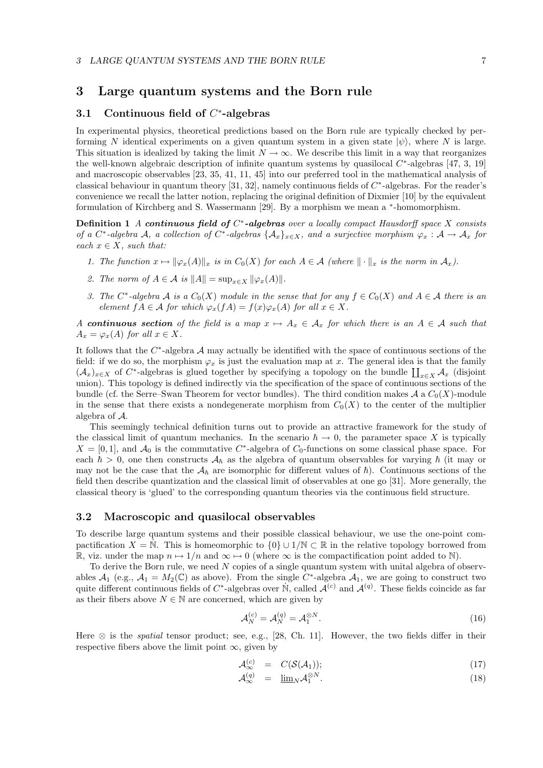## 3 Large quantum systems and the Born rule

### 3.1 Continuous field of $C^*$-algebras

In experimental physics, theoretical predictions based on the Born rule are typically checked by performing $N$ identical experiments on a given quantum system in a given state $|\psi\rangle$, where $N$ is large. This situation is idealized by taking the limit $N \to \infty$. We describe this limit in a way that reorganizes the well-known algebraic description of infinite quantum systems by quasilocal $C^*$-algebras [47, 3, 19] and macroscopic observables [23, 35, 41, 11, 45] into our preferred tool in the mathematical analysis of classical behaviour in quantum theory [31, 32], namely continuous fields of $C^*$-algebras. For the reader's convenience we recall the latter notion, replacing the original definition of Dixmier [10] by the equivalent formulation of Kirchberg and S. Wassermann [29]. By a morphism we mean a $^*$-homomorphism.

**Definition 1** *A* ***continuous field of*** $C^*$***-algebras*** *over a locally compact Hausdorff space $X$ consists of a $C^*$-algebra $\mathcal{A}$, a collection of $C^*$-algebras $\{\mathcal{A}_x\}_{x\in X}$, and a surjective morphism $\varphi_x : \mathcal{A} \to \mathcal{A}_x$ for each $x \in X$, such that:*

1. *The function $x \mapsto \|\varphi_x(A)\|_x$ is in $C_0(X)$ for each $A \in \mathcal{A}$ (where $\|\cdot\|_x$ is the norm in $\mathcal{A}_x$).*
2. *The norm of $A \in \mathcal{A}$ is $\|A\| = \sup_{x\in X} \|\varphi_x(A)\|$.*
3. *The $C^*$-algebra $\mathcal{A}$ is a $C_0(X)$ module in the sense that for any $f \in C_0(X)$ and $A \in \mathcal{A}$ there is an element $fA \in \mathcal{A}$ for which $\varphi_x(fA) = f(x)\varphi_x(A)$ for all $x \in X$.*

*A* ***continuous section*** *of the field is a map $x \mapsto A_x \in \mathcal{A}_x$ for which there is an $A \in \mathcal{A}$ such that $A_x = \varphi_x(A)$ for all $x \in X$.*

It follows that the $C^*$-algebra $\mathcal{A}$ may actually be identified with the space of continuous sections of the field: if we do so, the morphism $\varphi_x$ is just the evaluation map at $x$. The general idea is that the family $(\mathcal{A}_x)_{x\in X}$ of $C^*$-algebras is glued together by specifying a topology on the bundle $\coprod_{x\in X} \mathcal{A}_x$ (disjoint union). This topology is defined indirectly via the specification of the space of continuous sections of the bundle (cf. the Serre–Swan Theorem for vector bundles). The third condition makes $\mathcal{A}$ a $C_0(X)$-module in the sense that there exists a nondegenerate morphism from $C_0(X)$ to the center of the multiplier algebra of $\mathcal{A}$.

This seemingly technical definition turns out to provide an attractive framework for the study of the classical limit of quantum mechanics. In the scenario $\hbar \to 0$, the parameter space $X$ is typically $X = [0, 1]$, and $\mathcal{A}_0$ is the commutative $C^*$-algebra of $C_0$-functions on some classical phase space. For each $\hbar > 0$, one then constructs $\mathcal{A}_\hbar$ as the algebra of quantum observables for varying $\hbar$ (it may or may not be the case that the $\mathcal{A}_\hbar$ are isomorphic for different values of $\hbar$). Continuous sections of the field then describe quantization and the classical limit of observables at one go [31]. More generally, the classical theory is 'glued' to the corresponding quantum theories via the continuous field structure.

### 3.2 Macroscopic and quasilocal observables

To describe large quantum systems and their possible classical behaviour, we use the one-point compactification $X = \dot{\mathbb{N}}$. This is homeomorphic to $\{0\} \cup 1/\mathbb{N} \subset \mathbb{R}$ in the relative topology borrowed from $\mathbb{R}$, viz. under the map $n \mapsto 1/n$ and $\infty \mapsto 0$ (where $\infty$ is the compactification point added to $\mathbb{N}$).

To derive the Born rule, we need $N$ copies of a single quantum system with unital algebra of observables $\mathcal{A}_1$ (e.g., $\mathcal{A}_1 = M_2(\mathbb{C})$ as above). From the single $C^*$-algebra $\mathcal{A}_1$, we are going to construct two quite different continuous fields of $C^*$-algebras over $\dot{\mathbb{N}}$, called $\mathcal{A}^{(c)}$ and $\mathcal{A}^{(q)}$. These fields coincide as far as their fibers above $N \in \mathbb{N}$ are concerned, which are given by

$$\mathcal{A}_N^{(c)} = \mathcal{A}_N^{(q)} = \mathcal{A}_1^{\otimes N}. \tag{16}$$

Here $\otimes$ is the *spatial* tensor product; see, e.g., [28, Ch. 11]. However, the two fields differ in their respective fibers above the limit point $\infty$, given by

$$\mathcal{A}_\infty^{(c)} = C(\mathcal{S}(\mathcal{A}_1)); \tag{17}$$

$$\mathcal{A}_\infty^{(q)} = \varinjlim_N \mathcal{A}_1^{\otimes N}. \tag{18}$$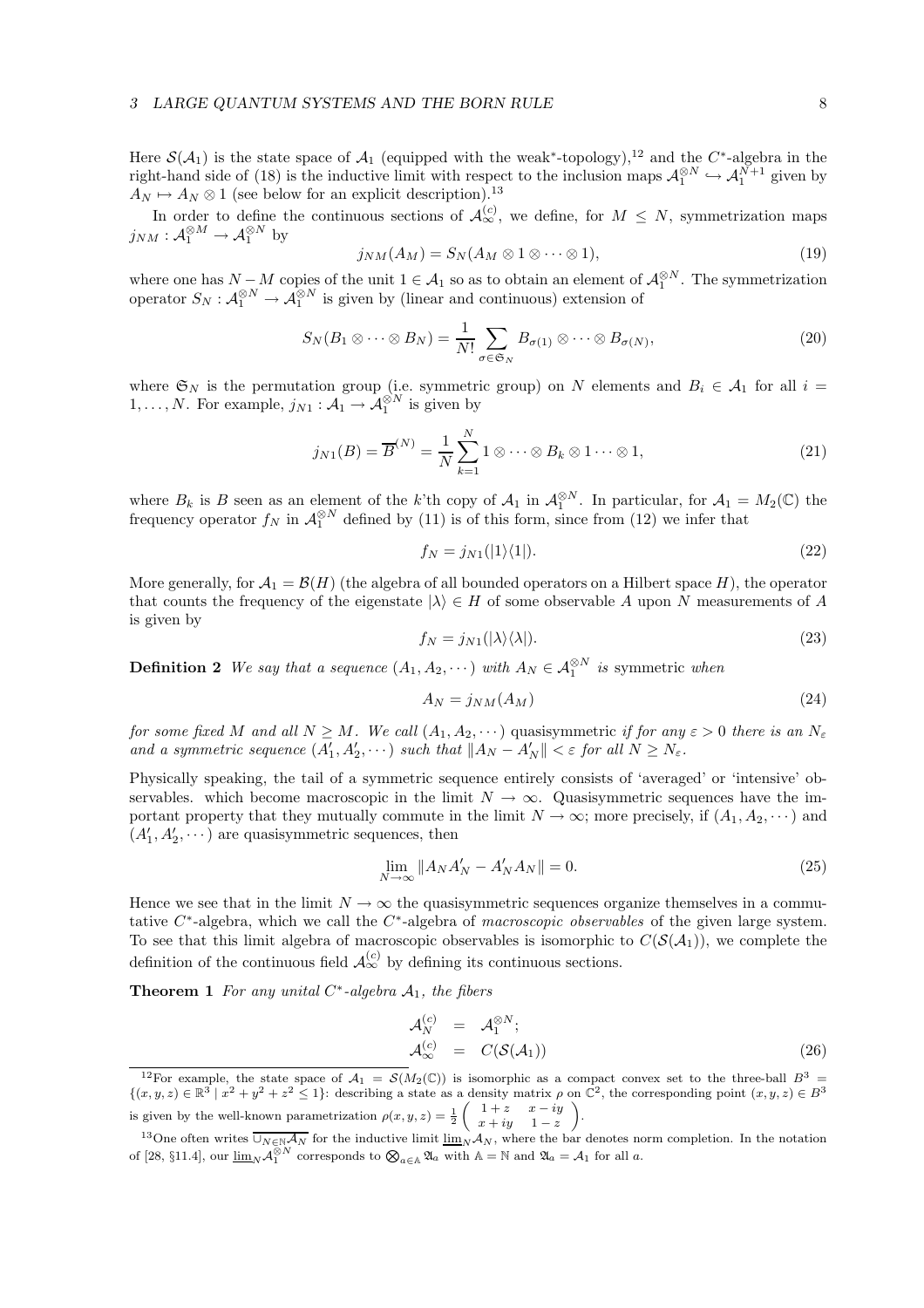Here $\mathcal{S}(\mathcal{A}_1)$ is the state space of $\mathcal{A}_1$ (equipped with the weak*-topology),[12] and the $C^*$-algebra in the right-hand side of (18) is the inductive limit with respect to the inclusion maps $\mathcal{A}_1^{\otimes N} \hookrightarrow \mathcal{A}_1^{N+1}$ given by $A_N \mapsto A_N \otimes 1$ (see below for an explicit description).[13]

In order to define the continuous sections of $\mathcal{A}_\infty^{(c)}$, we define, for $M \leq N$, symmetrization maps $j_{NM} : \mathcal{A}_1^{\otimes M} \to \mathcal{A}_1^{\otimes N}$ by

$$j_{NM}(A_M) = S_N(A_M \otimes 1 \otimes \cdots \otimes 1), \tag{19}$$

where one has $N - M$ copies of the unit $1 \in \mathcal{A}_1$ so as to obtain an element of $\mathcal{A}_1^{\otimes N}$. The symmetrization operator $S_N : \mathcal{A}_1^{\otimes N} \to \mathcal{A}_1^{\otimes N}$ is given by (linear and continuous) extension of

$$S_N(B_1 \otimes \cdots \otimes B_N) = \frac{1}{N!} \sum_{\sigma \in \mathfrak{S}_N} B_{\sigma(1)} \otimes \cdots \otimes B_{\sigma(N)}, \tag{20}$$

where $\mathfrak{S}_N$ is the permutation group (i.e. symmetric group) on $N$ elements and $B_i \in \mathcal{A}_1$ for all $i = 1, \ldots, N$. For example, $j_{N1} : \mathcal{A}_1 \to \mathcal{A}_1^{\otimes N}$ is given by

$$j_{N1}(B) = \overline{B}^{(N)} = \frac{1}{N} \sum_{k=1}^{N} 1 \otimes \cdots \otimes B_k \otimes 1 \cdots \otimes 1, \tag{21}$$

where $B_k$ is $B$ seen as an element of the $k$'th copy of $\mathcal{A}_1$ in $\mathcal{A}_1^{\otimes N}$. In particular, for $\mathcal{A}_1 = M_2(\mathbb{C})$ the frequency operator $f_N$ in $\mathcal{A}_1^{\otimes N}$ defined by (11) is of this form, since from (12) we infer that

$$f_N = j_{N1}(|1\rangle\langle 1|). \tag{22}$$

More generally, for $\mathcal{A}_1 = \mathcal{B}(H)$ (the algebra of all bounded operators on a Hilbert space $H$), the operator that counts the frequency of the eigenstate $|\lambda\rangle \in H$ of some observable $A$ upon $N$ measurements of $A$ is given by

$$f_N = j_{N1}(|\lambda\rangle\langle\lambda|). \tag{23}$$

**Definition 2** *We say that a sequence $(A_1, A_2, \cdots)$ with $A_N \in \mathcal{A}_1^{\otimes N}$ is* symmetric *when*

$$A_N = j_{NM}(A_M) \tag{24}$$

*for some fixed $M$ and all $N \geq M$. We call $(A_1, A_2, \cdots)$* quasisymmetric *if for any $\varepsilon > 0$ there is an $N_\varepsilon$ and a symmetric sequence $(A'_1, A'_2, \cdots)$ such that $\|A_N - A'_N\| < \varepsilon$ for all $N \geq N_\varepsilon$.*

Physically speaking, the tail of a symmetric sequence entirely consists of 'averaged' or 'intensive' observables. which become macroscopic in the limit $N \to \infty$. Quasisymmetric sequences have the important property that they mutually commute in the limit $N \to \infty$; more precisely, if $(A_1, A_2, \cdots)$ and $(A'_1, A'_2, \cdots)$ are quasisymmetric sequences, then

$$\lim_{N \to \infty} \|A_N A'_N - A'_N A_N\| = 0. \tag{25}$$

Hence we see that in the limit $N \to \infty$ the quasisymmetric sequences organize themselves in a commutative $C^*$-algebra, which we call the $C^*$-algebra of *macroscopic observables* of the given large system. To see that this limit algebra of macroscopic observables is isomorphic to $C(\mathcal{S}(\mathcal{A}_1))$, we complete the definition of the continuous field $\mathcal{A}_\infty^{(c)}$ by defining its continuous sections.

**Theorem 1** *For any unital $C^*$-algebra $\mathcal{A}_1$, the fibers*

$$\begin{aligned} \mathcal{A}_N^{(c)} &= \mathcal{A}_1^{\otimes N}; \\ \mathcal{A}_\infty^{(c)} &= C(\mathcal{S}(\mathcal{A}_1)) \end{aligned} \tag{26}$$

---

[12] For example, the state space of $\mathcal{A}_1 = \mathcal{S}(M_2(\mathbb{C}))$ is isomorphic as a compact convex set to the three-ball $B^3 = \{(x, y, z) \in \mathbb{R}^3 \mid x^2 + y^2 + z^2 \leq 1\}$: describing a state as a density matrix $\rho$ on $\mathbb{C}^2$, the corresponding point $(x, y, z) \in B^3$ is given by the well-known parametrization $\rho(x, y, z) = \frac{1}{2} \begin{pmatrix} 1 + z & x - iy \\ x + iy & 1 - z \end{pmatrix}$.

[13] One often writes $\overline{\cup_{N \in \mathbb{N}} \mathcal{A}_N}$ for the inductive limit $\varinjlim_N \mathcal{A}_N$, where the bar denotes norm completion. In the notation of [28, §11.4], our $\varinjlim_N \mathcal{A}_1^{\otimes N}$ corresponds to $\bigotimes_{a \in \mathbb{A}} \mathfrak{A}_a$ with $\mathbb{A} = \mathbb{N}$ and $\mathfrak{A}_a = \mathcal{A}_1$ for all $a$.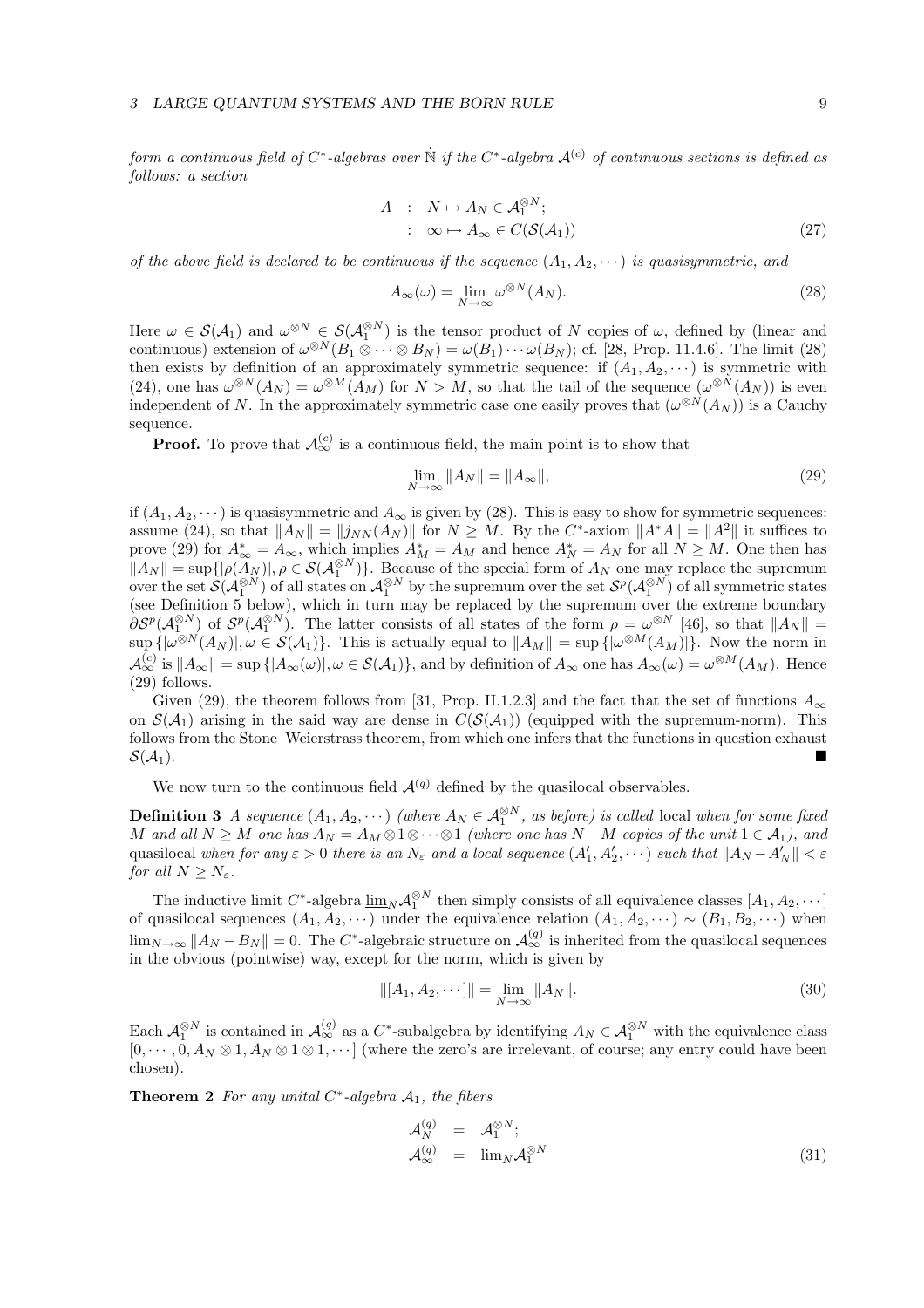*form a continuous field of $C^*$-algebras over $\dot{\mathbb{N}}$ if the $C^*$-algebra $\mathcal{A}^{(c)}$ of continuous sections is defined as follows: a section*

$$
\begin{aligned}
A \quad &: \quad N \mapsto A_N \in \mathcal{A}_1^{\otimes N}; \\
&: \quad \infty \mapsto A_\infty \in C(\mathcal{S}(\mathcal{A}_1))
\end{aligned}
\tag{27}
$$

*of the above field is declared to be continuous if the sequence $(A_1, A_2, \cdots)$ is quasisymmetric, and*

$$
A_\infty(\omega) = \lim_{N\to\infty} \omega^{\otimes N}(A_N). \tag{28}
$$

Here $\omega \in \mathcal{S}(\mathcal{A}_1)$ and $\omega^{\otimes N} \in \mathcal{S}(\mathcal{A}_1^{\otimes N})$ is the tensor product of $N$ copies of $\omega$, defined by (linear and continuous) extension of $\omega^{\otimes N}(B_1 \otimes \cdots \otimes B_N) = \omega(B_1)\cdots\omega(B_N)$; cf. [28, Prop. 11.4.6]. The limit (28) then exists by definition of an approximately symmetric sequence: if $(A_1, A_2, \cdots)$ is symmetric with (24), one has $\omega^{\otimes N}(A_N) = \omega^{\otimes M}(A_M)$ for $N > M$, so that the tail of the sequence $(\omega^{\otimes N}(A_N))$ is even independent of $N$. In the approximately symmetric case one easily proves that $(\omega^{\otimes N}(A_N))$ is a Cauchy sequence.

**Proof.** To prove that $\mathcal{A}_\infty^{(c)}$ is a continuous field, the main point is to show that

$$
\lim_{N\to\infty} \|A_N\| = \|A_\infty\|, \tag{29}
$$

if $(A_1, A_2, \cdots)$ is quasisymmetric and $A_\infty$ is given by (28). This is easy to show for symmetric sequences: assume (24), so that $\|A_N\| = \|j_{NN}(A_N)\|$ for $N \geq M$. By the $C^*$-axiom $\|A^*A\| = \|A^2\|$ it suffices to prove (29) for $A_\infty^* = A_\infty$, which implies $A_M^* = A_M$ and hence $A_N^* = A_N$ for all $N \geq M$. One then has $\|A_N\| = \sup\{|\rho(A_N)|, \rho \in \mathcal{S}(\mathcal{A}_1^{\otimes N})\}$. Because of the special form of $A_N$ one may replace the supremum over the set $\mathcal{S}(\mathcal{A}_1^{\otimes N})$ of all states on $\mathcal{A}_1^{\otimes N}$ by the supremum over the set $\mathcal{S}^p(\mathcal{A}_1^{\otimes N})$ of all symmetric states (see Definition 5 below), which in turn may be replaced by the supremum over the extreme boundary $\partial\mathcal{S}^p(\mathcal{A}_1^{\otimes N})$ of $\mathcal{S}^p(\mathcal{A}_1^{\otimes N})$. The latter consists of all states of the form $\rho = \omega^{\otimes N}$ [46], so that $\|A_N\| = \sup\{|\omega^{\otimes N}(A_N)|, \omega \in \mathcal{S}(\mathcal{A}_1)\}$. This is actually equal to $\|A_M\| = \sup\{|\omega^{\otimes M}(A_M)|\}$. Now the norm in $\mathcal{A}_\infty^{(c)}$ is $\|A_\infty\| = \sup\{|A_\infty(\omega)|, \omega \in \mathcal{S}(\mathcal{A}_1)\}$, and by definition of $A_\infty$ one has $A_\infty(\omega) = \omega^{\otimes M}(A_M)$. Hence (29) follows.

Given (29), the theorem follows from [31, Prop. II.1.2.3] and the fact that the set of functions $A_\infty$ on $\mathcal{S}(\mathcal{A}_1)$ arising in the said way are dense in $C(\mathcal{S}(\mathcal{A}_1))$ (equipped with the supremum-norm). This follows from the Stone–Weierstrass theorem, from which one infers that the functions in question exhaust $\mathcal{S}(\mathcal{A}_1)$. ■

We now turn to the continuous field $\mathcal{A}^{(q)}$ defined by the quasilocal observables.

**Definition 3** *A sequence $(A_1, A_2, \cdots)$ (where $A_N \in \mathcal{A}_1^{\otimes N}$, as before) is called* local *when for some fixed $M$ and all $N \geq M$ one has $A_N = A_M \otimes 1 \otimes \cdots \otimes 1$ (where one has $N - M$ copies of the unit $1 \in \mathcal{A}_1$), and* quasilocal *when for any $\varepsilon > 0$ there is an $N_\varepsilon$ and a local sequence $(A_1', A_2', \cdots)$ such that $\|A_N - A_N'\| < \varepsilon$ for all $N \geq N_\varepsilon$.*

The inductive limit $C^*$-algebra $\varinjlim_N \mathcal{A}_1^{\otimes N}$ then simply consists of all equivalence classes $[A_1, A_2, \cdots]$ of quasilocal sequences $(A_1, A_2, \cdots)$ under the equivalence relation $(A_1, A_2, \cdots) \sim (B_1, B_2, \cdots)$ when $\lim_{N\to\infty} \|A_N - B_N\| = 0$. The $C^*$-algebraic structure on $\mathcal{A}_\infty^{(q)}$ is inherited from the quasilocal sequences in the obvious (pointwise) way, except for the norm, which is given by

$$
\|[A_1, A_2, \cdots]\| = \lim_{N\to\infty} \|A_N\|. \tag{30}
$$

Each $\mathcal{A}_1^{\otimes N}$ is contained in $\mathcal{A}_\infty^{(q)}$ as a $C^*$-subalgebra by identifying $A_N \in \mathcal{A}_1^{\otimes N}$ with the equivalence class $[0, \cdots, 0, A_N \otimes 1, A_N \otimes 1 \otimes 1, \cdots]$ (where the zero's are irrelevant, of course; any entry could have been chosen).

**Theorem 2** *For any unital $C^*$-algebra $\mathcal{A}_1$, the fibers*

$$
\begin{aligned}
\mathcal{A}_N^{(q)} &= \mathcal{A}_1^{\otimes N}; \\
\mathcal{A}_\infty^{(q)} &= \varinjlim_N \mathcal{A}_1^{\otimes N}
\end{aligned}
\tag{31}
$$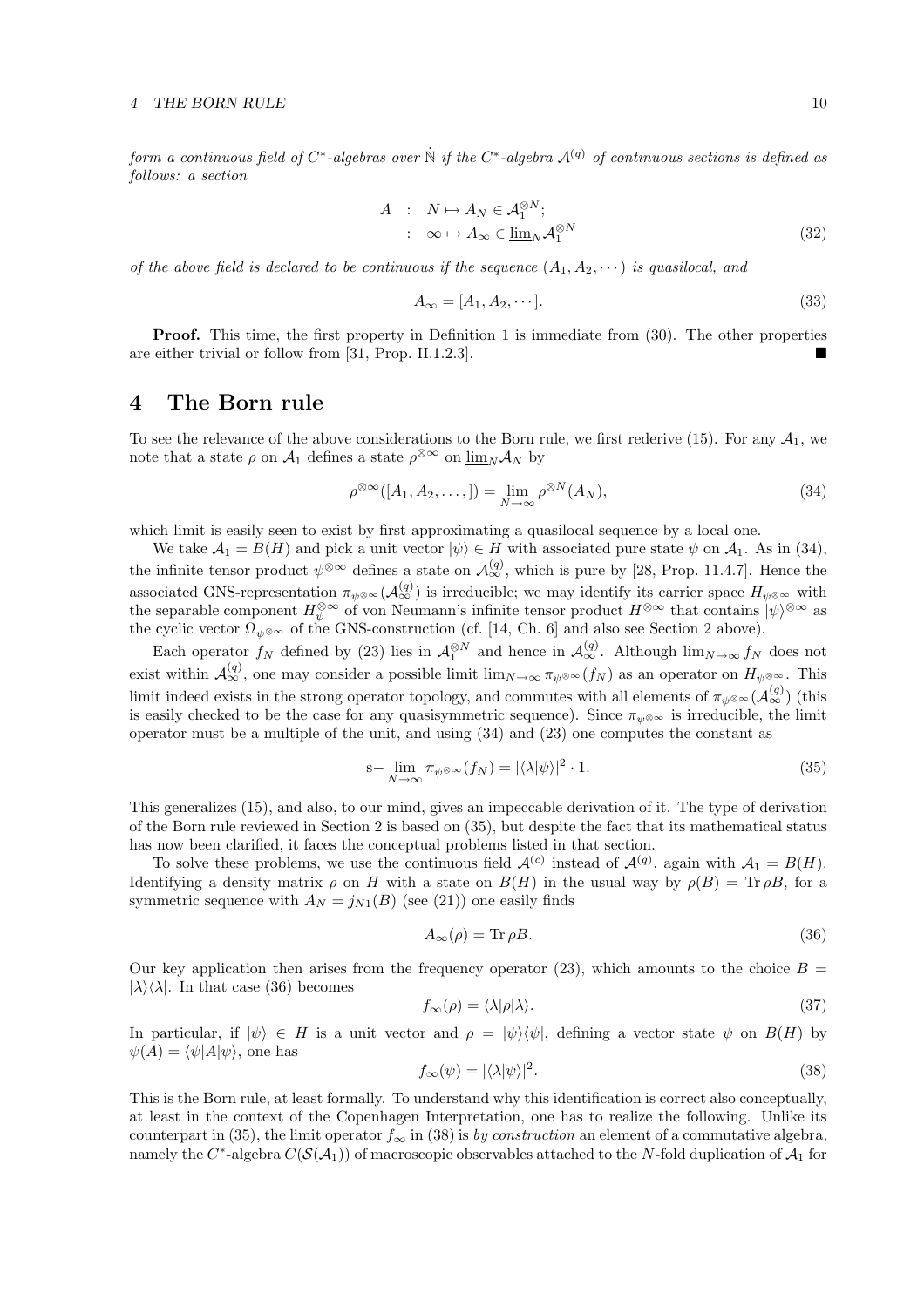*form a continuous field of $C^*$-algebras over $\dot{\mathbb{N}}$ if the $C^*$-algebra $\mathcal{A}^{(q)}$ of continuous sections is defined as follows: a section*

$$
\begin{aligned}
A \quad &: \quad N \mapsto A_N \in \mathcal{A}_1^{\otimes N}; \\
&: \quad \infty \mapsto A_\infty \in \underline{\lim}_N \mathcal{A}_1^{\otimes N}
\end{aligned} \tag{32}
$$

*of the above field is declared to be continuous if the sequence $(A_1, A_2, \cdots)$ is quasilocal, and*

$$
A_\infty = [A_1, A_2, \cdots]. \tag{33}
$$

**Proof.** This time, the first property in Definition 1 is immediate from (30). The other properties are either trivial or follow from [31, Prop. II.1.2.3]. ■

## 4 The Born rule

To see the relevance of the above considerations to the Born rule, we first rederive (15). For any $\mathcal{A}_1$, we note that a state $\rho$ on $\mathcal{A}_1$ defines a state $\rho^{\otimes\infty}$ on $\underline{\lim}_N \mathcal{A}_N$ by

$$
\rho^{\otimes\infty}([A_1, A_2, \ldots, ]) = \lim_{N\to\infty} \rho^{\otimes N}(A_N), \tag{34}
$$

which limit is easily seen to exist by first approximating a quasilocal sequence by a local one.

We take $\mathcal{A}_1 = B(H)$ and pick a unit vector $|\psi\rangle \in H$ with associated pure state $\psi$ on $\mathcal{A}_1$. As in (34), the infinite tensor product $\psi^{\otimes\infty}$ defines a state on $\mathcal{A}_\infty^{(q)}$, which is pure by [28, Prop. 11.4.7]. Hence the associated GNS-representation $\pi_{\psi^{\otimes\infty}}(\mathcal{A}_\infty^{(q)})$ is irreducible; we may identify its carrier space $H_{\psi^{\otimes\infty}}$ with the separable component $H_\psi^{\otimes\infty}$ of von Neumann's infinite tensor product $H^{\otimes\infty}$ that contains $|\psi\rangle^{\otimes\infty}$ as the cyclic vector $\Omega_{\psi^{\otimes\infty}}$ of the GNS-construction (cf. [14, Ch. 6] and also see Section 2 above).

Each operator $f_N$ defined by (23) lies in $\mathcal{A}_1^{\otimes N}$ and hence in $\mathcal{A}_\infty^{(q)}$. Although $\lim_{N\to\infty} f_N$ does not exist within $\mathcal{A}_\infty^{(q)}$, one may consider a possible limit $\lim_{N\to\infty} \pi_{\psi^{\otimes\infty}}(f_N)$ as an operator on $H_{\psi^{\otimes\infty}}$. This limit indeed exists in the strong operator topology, and commutes with all elements of $\pi_{\psi^{\otimes\infty}}(\mathcal{A}_\infty^{(q)})$ (this is easily checked to be the case for any quasisymmetric sequence). Since $\pi_{\psi^{\otimes\infty}}$ is irreducible, the limit operator must be a multiple of the unit, and using (34) and (23) one computes the constant as

$$
\text{s-}\lim_{N\to\infty} \pi_{\psi^{\otimes\infty}}(f_N) = |\langle\lambda|\psi\rangle|^2 \cdot 1. \tag{35}
$$

This generalizes (15), and also, to our mind, gives an impeccable derivation of it. The type of derivation of the Born rule reviewed in Section 2 is based on (35), but despite the fact that its mathematical status has now been clarified, it faces the conceptual problems listed in that section.

To solve these problems, we use the continuous field $\mathcal{A}^{(c)}$ instead of $\mathcal{A}^{(q)}$, again with $\mathcal{A}_1 = B(H)$. Identifying a density matrix $\rho$ on $H$ with a state on $B(H)$ in the usual way by $\rho(B) = \operatorname{Tr} \rho B$, for a symmetric sequence with $A_N = j_{N1}(B)$ (see (21)) one easily finds

$$
A_\infty(\rho) = \operatorname{Tr} \rho B. \tag{36}
$$

Our key application then arises from the frequency operator (23), which amounts to the choice $B = |\lambda\rangle\langle\lambda|$. In that case (36) becomes

$$
f_\infty(\rho) = \langle\lambda|\rho|\lambda\rangle. \tag{37}
$$

In particular, if $|\psi\rangle \in H$ is a unit vector and $\rho = |\psi\rangle\langle\psi|$, defining a vector state $\psi$ on $B(H)$ by $\psi(A) = \langle\psi|A|\psi\rangle$, one has

$$
f_\infty(\psi) = |\langle\lambda|\psi\rangle|^2. \tag{38}
$$

This is the Born rule, at least formally. To understand why this identification is correct also conceptually, at least in the context of the Copenhagen Interpretation, one has to realize the following. Unlike its counterpart in (35), the limit operator $f_\infty$ in (38) is *by construction* an element of a commutative algebra, namely the $C^*$-algebra $C(\mathcal{S}(\mathcal{A}_1))$ of macroscopic observables attached to the $N$-fold duplication of $\mathcal{A}_1$ for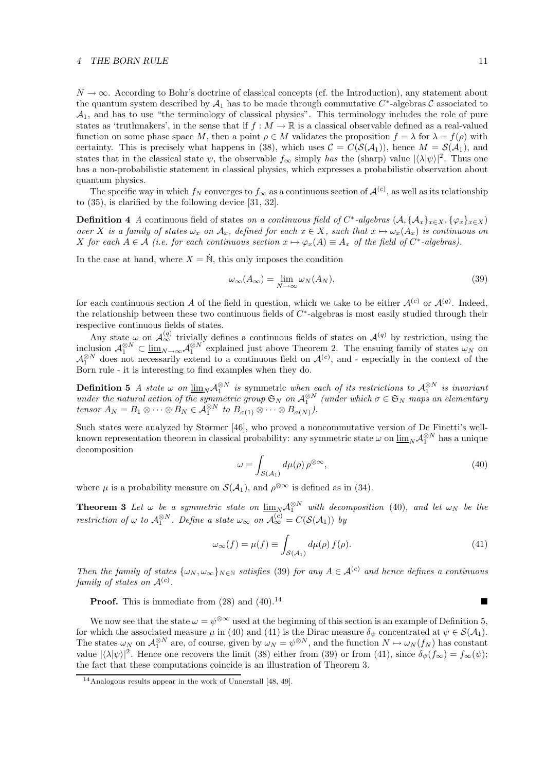$N \to \infty$. According to Bohr's doctrine of classical concepts (cf. the Introduction), any statement about the quantum system described by $\mathcal{A}_1$ has to be made through commutative $C^*$-algebras $\mathcal{C}$ associated to $\mathcal{A}_1$, and has to use "the terminology of classical physics". This terminology includes the role of pure states as 'truthmakers', in the sense that if $f : M \to \mathbb{R}$ is a classical observable defined as a real-valued function on some phase space $M$, then a point $\rho \in M$ validates the proposition $f = \lambda$ for $\lambda = f(\rho)$ with certainty. This is precisely what happens in (38), which uses $\mathcal{C} = C(\mathcal{S}(\mathcal{A}_1))$, hence $M = \mathcal{S}(\mathcal{A}_1)$, and states that in the classical state $\psi$, the observable $f_\infty$ simply *has* the (sharp) value $|\langle\lambda|\psi\rangle|^2$. Thus one has a non-probabilistic statement in classical physics, which expresses a probabilistic observation about quantum physics.

The specific way in which $f_N$ converges to $f_\infty$ as a continuous section of $\mathcal{A}^{(c)}$, as well as its relationship to (35), is clarified by the following device [31, 32].

**Definition 4** *A continuous field of states on a continuous field of $C^*$-algebras $(\mathcal{A}, \{\mathcal{A}_x\}_{x\in X}, \{\varphi_x\}_{x\in X})$ over $X$ is a family of states $\omega_x$ on $\mathcal{A}_x$, defined for each $x \in X$, such that $x \mapsto \omega_x(A_x)$ is continuous on $X$ for each $A \in \mathcal{A}$ (i.e. for each continuous section $x \mapsto \varphi_x(A) \equiv A_x$ of the field of $C^*$-algebras).*

In the case at hand, where $X = \dot{\mathbb{N}}$, this only imposes the condition

$$\omega_\infty(A_\infty) = \lim_{N\to\infty} \omega_N(A_N), \tag{39}$$

for each continuous section $A$ of the field in question, which we take to be either $\mathcal{A}^{(c)}$ or $\mathcal{A}^{(q)}$. Indeed, the relationship between these two continuous fields of $C^*$-algebras is most easily studied through their respective continuous fields of states.

Any state $\omega$ on $\mathcal{A}^{(q)}_\infty$ trivially defines a continuous fields of states on $\mathcal{A}^{(q)}$ by restriction, using the inclusion $\mathcal{A}_1^{\otimes N} \subset \underline{\lim}_{N\to\infty}\mathcal{A}_1^{\otimes N}$ explained just above Theorem 2. The ensuing family of states $\omega_N$ on $\mathcal{A}_1^{\otimes N}$ does not necessarily extend to a continuous field on $\mathcal{A}^{(c)}$, and - especially in the context of the Born rule - it is interesting to find examples when they do.

**Definition 5** *A state $\omega$ on $\underline{\lim}_N\mathcal{A}_1^{\otimes N}$ is symmetric when each of its restrictions to $\mathcal{A}_1^{\otimes N}$ is invariant under the natural action of the symmetric group $\mathfrak{S}_N$ on $\mathcal{A}_1^{\otimes N}$ (under which $\sigma \in \mathfrak{S}_N$ maps an elementary tensor $A_N = B_1 \otimes \cdots \otimes B_N \in \mathcal{A}_1^{\otimes N}$ to $B_{\sigma(1)} \otimes \cdots \otimes B_{\sigma(N)}$).*

Such states were analyzed by Størmer [46], who proved a noncommutative version of De Finetti's well-known representation theorem in classical probability: any symmetric state $\omega$ on $\underline{\lim}_N\mathcal{A}_1^{\otimes N}$ has a unique decomposition

$$\omega = \int_{\mathcal{S}(\mathcal{A}_1)} d\mu(\rho)\, \rho^{\otimes\infty}, \tag{40}$$

where $\mu$ is a probability measure on $\mathcal{S}(\mathcal{A}_1)$, and $\rho^{\otimes\infty}$ is defined as in (34).

**Theorem 3** *Let $\omega$ be a symmetric state on $\underline{\lim}_N\mathcal{A}_1^{\otimes N}$ with decomposition (40), and let $\omega_N$ be the restriction of $\omega$ to $\mathcal{A}_1^{\otimes N}$. Define a state $\omega_\infty$ on $\mathcal{A}_\infty^{(c)} = C(\mathcal{S}(\mathcal{A}_1))$ by*

$$\omega_\infty(f) = \mu(f) \equiv \int_{\mathcal{S}(\mathcal{A}_1)} d\mu(\rho)\, f(\rho). \tag{41}$$

*Then the family of states $\{\omega_N, \omega_\infty\}_{N\in\mathbb{N}}$ satisfies (39) for any $A \in \mathcal{A}^{(c)}$ and hence defines a continuous family of states on $\mathcal{A}^{(c)}$.*

**Proof.** This is immediate from (28) and (40).[14] ■

We now see that the state $\omega = \psi^{\otimes\infty}$ used at the beginning of this section is an example of Definition 5, for which the associated measure $\mu$ in (40) and (41) is the Dirac measure $\delta_\psi$ concentrated at $\psi \in \mathcal{S}(\mathcal{A}_1)$. The states $\omega_N$ on $\mathcal{A}_1^{\otimes N}$ are, of course, given by $\omega_N = \psi^{\otimes N}$, and the function $N \mapsto \omega_N(f_N)$ has constant value $|\langle\lambda|\psi\rangle|^2$. Hence one recovers the limit (38) either from (39) or from (41), since $\delta_\psi(f_\infty) = f_\infty(\psi)$; the fact that these computations coincide is an illustration of Theorem 3.

[14] Analogous results appear in the work of Unnerstall [48, 49].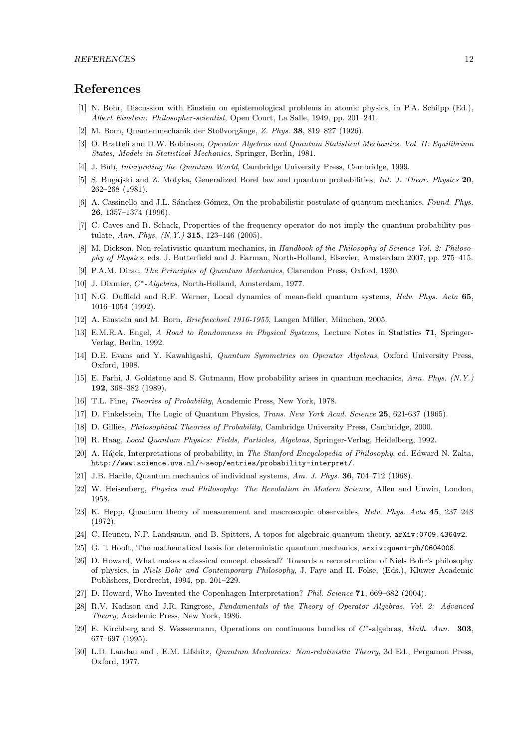# References

[1] N. Bohr, Discussion with Einstein on epistemological problems in atomic physics, in P.A. Schilpp (Ed.), *Albert Einstein: Philosopher-scientist*, Open Court, La Salle, 1949, pp. 201–241.

[2] M. Born, Quantenmechanik der Stoßvorgänge, *Z. Phys.* **38**, 819–827 (1926).

[3] O. Bratteli and D.W. Robinson, *Operator Algebras and Quantum Statistical Mechanics. Vol. II: Equilibrium States, Models in Statistical Mechanics*, Springer, Berlin, 1981.

[4] J. Bub, *Interpreting the Quantum World*, Cambridge University Press, Cambridge, 1999.

[5] S. Bugajski and Z. Motyka, Generalized Borel law and quantum probabilities, *Int. J. Theor. Physics* **20**, 262–268 (1981).

[6] A. Cassinello and J.L. Sánchez-Gómez, On the probabilistic postulate of quantum mechanics, *Found. Phys.* **26**, 1357–1374 (1996).

[7] C. Caves and R. Schack, Properties of the frequency operator do not imply the quantum probability postulate, *Ann. Phys. (N.Y.)* **315**, 123–146 (2005).

[8] M. Dickson, Non-relativistic quantum mechanics, in *Handbook of the Philosophy of Science Vol. 2: Philosophy of Physics*, eds. J. Butterfield and J. Earman, North-Holland, Elsevier, Amsterdam 2007, pp. 275–415.

[9] P.A.M. Dirac, *The Principles of Quantum Mechanics*, Clarendon Press, Oxford, 1930.

[10] J. Dixmier, *$C^*$-Algebras*, North-Holland, Amsterdam, 1977.

[11] N.G. Duffield and R.F. Werner, Local dynamics of mean-field quantum systems, *Helv. Phys. Acta* **65**, 1016–1054 (1992).

[12] A. Einstein and M. Born, *Briefwechsel 1916-1955*, Langen Müller, München, 2005.

[13] E.M.R.A. Engel, *A Road to Randomness in Physical Systems*, Lecture Notes in Statistics **71**, Springer-Verlag, Berlin, 1992.

[14] D.E. Evans and Y. Kawahigashi, *Quantum Symmetries on Operator Algebras*, Oxford University Press, Oxford, 1998.

[15] E. Farhi, J. Goldstone and S. Gutmann, How probability arises in quantum mechanics, *Ann. Phys. (N.Y.)* **192**, 368–382 (1989).

[16] T.L. Fine, *Theories of Probability*, Academic Press, New York, 1978.

[17] D. Finkelstein, The Logic of Quantum Physics, *Trans. New York Acad. Science* **25**, 621-637 (1965).

[18] D. Gillies, *Philosophical Theories of Probability*, Cambridge University Press, Cambridge, 2000.

[19] R. Haag, *Local Quantum Physics: Fields, Particles, Algebras*, Springer-Verlag, Heidelberg, 1992.

[20] A. Hájek, Interpretations of probability, in *The Stanford Encyclopedia of Philosophy*, ed. Edward N. Zalta, `http://www.science.uva.nl/∼seop/entries/probability-interpret/`.

[21] J.B. Hartle, Quantum mechanics of individual systems, *Am. J. Phys.* **36**, 704–712 (1968).

[22] W. Heisenberg, *Physics and Philosophy: The Revolution in Modern Science*, Allen and Unwin, London, 1958.

[23] K. Hepp, Quantum theory of measurement and macroscopic observables, *Helv. Phys. Acta* **45**, 237–248 (1972).

[24] C. Heunen, N.P. Landsman, and B. Spitters, A topos for algebraic quantum theory, `arXiv:0709.4364v2`.

[25] G. 't Hooft, The mathematical basis for deterministic quantum mechanics, `arxiv:quant-ph/0604008`.

[26] D. Howard, What makes a classical concept classical? Towards a reconstruction of Niels Bohr's philosophy of physics, in *Niels Bohr and Contemporary Philosophy*, J. Faye and H. Folse, (Eds.), Kluwer Academic Publishers, Dordrecht, 1994, pp. 201–229.

[27] D. Howard, Who Invented the Copenhagen Interpretation? *Phil. Science* **71**, 669–682 (2004).

[28] R.V. Kadison and J.R. Ringrose, *Fundamentals of the Theory of Operator Algebras. Vol. 2: Advanced Theory*, Academic Press, New York, 1986.

[29] E. Kirchberg and S. Wassermann, Operations on continuous bundles of $C^*$-algebras, *Math. Ann.* **303**, 677–697 (1995).

[30] L.D. Landau and , E.M. Lifshitz, *Quantum Mechanics: Non-relativistic Theory*, 3d Ed., Pergamon Press, Oxford, 1977.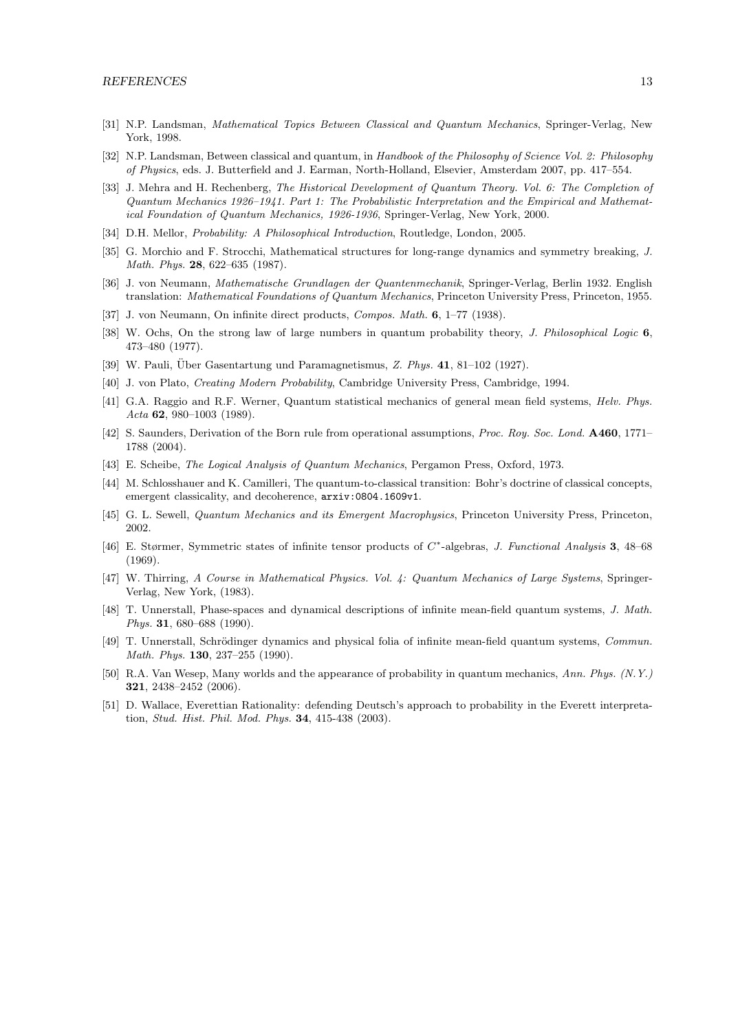[31] N.P. Landsman, *Mathematical Topics Between Classical and Quantum Mechanics*, Springer-Verlag, New York, 1998.

[32] N.P. Landsman, Between classical and quantum, in *Handbook of the Philosophy of Science Vol. 2: Philosophy of Physics*, eds. J. Butterfield and J. Earman, North-Holland, Elsevier, Amsterdam 2007, pp. 417–554.

[33] J. Mehra and H. Rechenberg, *The Historical Development of Quantum Theory. Vol. 6: The Completion of Quantum Mechanics 1926–1941. Part 1: The Probabilistic Interpretation and the Empirical and Mathematical Foundation of Quantum Mechanics, 1926-1936*, Springer-Verlag, New York, 2000.

[34] D.H. Mellor, *Probability: A Philosophical Introduction*, Routledge, London, 2005.

[35] G. Morchio and F. Strocchi, Mathematical structures for long-range dynamics and symmetry breaking, *J. Math. Phys.* **28**, 622–635 (1987).

[36] J. von Neumann, *Mathematische Grundlagen der Quantenmechanik*, Springer-Verlag, Berlin 1932. English translation: *Mathematical Foundations of Quantum Mechanics*, Princeton University Press, Princeton, 1955.

[37] J. von Neumann, On infinite direct products, *Compos. Math.* **6**, 1–77 (1938).

[38] W. Ochs, On the strong law of large numbers in quantum probability theory, *J. Philosophical Logic* **6**, 473–480 (1977).

[39] W. Pauli, Über Gasentartung und Paramagnetismus, *Z. Phys.* **41**, 81–102 (1927).

[40] J. von Plato, *Creating Modern Probability*, Cambridge University Press, Cambridge, 1994.

[41] G.A. Raggio and R.F. Werner, Quantum statistical mechanics of general mean field systems, *Helv. Phys. Acta* **62**, 980–1003 (1989).

[42] S. Saunders, Derivation of the Born rule from operational assumptions, *Proc. Roy. Soc. Lond.* **A460**, 1771–1788 (2004).

[43] E. Scheibe, *The Logical Analysis of Quantum Mechanics*, Pergamon Press, Oxford, 1973.

[44] M. Schlosshauer and K. Camilleri, The quantum-to-classical transition: Bohr's doctrine of classical concepts, emergent classicality, and decoherence, `arxiv:0804.1609v1`.

[45] G. L. Sewell, *Quantum Mechanics and its Emergent Macrophysics*, Princeton University Press, Princeton, 2002.

[46] E. Størmer, Symmetric states of infinite tensor products of $C^*$-algebras, *J. Functional Analysis* **3**, 48–68 (1969).

[47] W. Thirring, *A Course in Mathematical Physics. Vol. 4: Quantum Mechanics of Large Systems*, Springer-Verlag, New York, (1983).

[48] T. Unnerstall, Phase-spaces and dynamical descriptions of infinite mean-field quantum systems, *J. Math. Phys.* **31**, 680–688 (1990).

[49] T. Unnerstall, Schrödinger dynamics and physical folia of infinite mean-field quantum systems, *Commun. Math. Phys.* **130**, 237–255 (1990).

[50] R.A. Van Wesep, Many worlds and the appearance of probability in quantum mechanics, *Ann. Phys. (N.Y.)* **321**, 2438–2452 (2006).

[51] D. Wallace, Everettian Rationality: defending Deutsch's approach to probability in the Everett interpretation, *Stud. Hist. Phil. Mod. Phys.* **34**, 415-438 (2003).